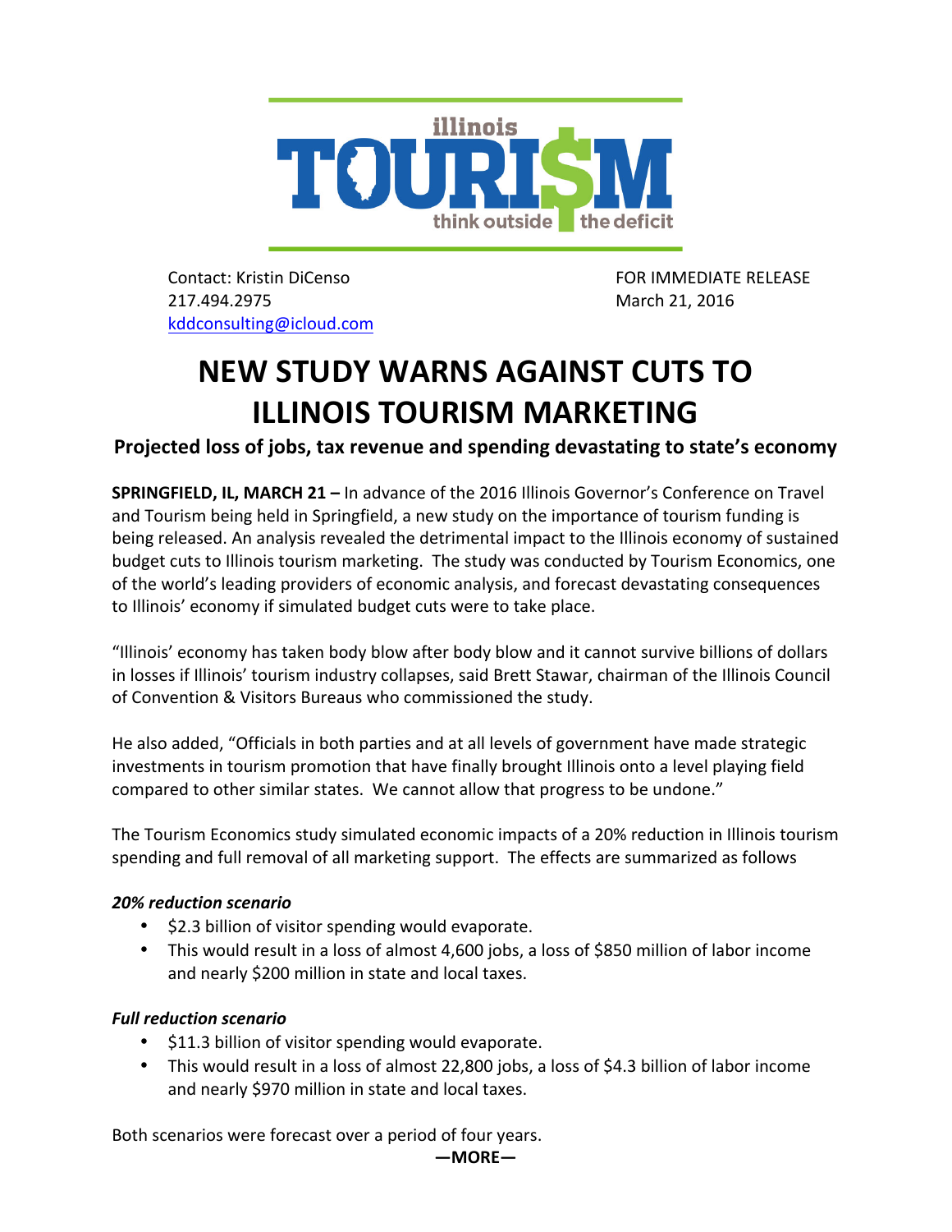illinois TOURI$M think outside the deficit

Contact: Kristin DiCenso
217.494.2975
kddconsulting@icloud.com

FOR IMMEDIATE RELEASE
March 21, 2016

# NEW STUDY WARNS AGAINST CUTS TO ILLINOIS TOURISM MARKETING

## Projected loss of jobs, tax revenue and spending devastating to state's economy

**SPRINGFIELD, IL, MARCH 21 –** In advance of the 2016 Illinois Governor's Conference on Travel and Tourism being held in Springfield, a new study on the importance of tourism funding is being released. An analysis revealed the detrimental impact to the Illinois economy of sustained budget cuts to Illinois tourism marketing. The study was conducted by Tourism Economics, one of the world's leading providers of economic analysis, and forecast devastating consequences to Illinois' economy if simulated budget cuts were to take place.

"Illinois' economy has taken body blow after body blow and it cannot survive billions of dollars in losses if Illinois' tourism industry collapses, said Brett Stawar, chairman of the Illinois Council of Convention & Visitors Bureaus who commissioned the study.

He also added, "Officials in both parties and at all levels of government have made strategic investments in tourism promotion that have finally brought Illinois onto a level playing field compared to other similar states. We cannot allow that progress to be undone."

The Tourism Economics study simulated economic impacts of a 20% reduction in Illinois tourism spending and full removal of all marketing support. The effects are summarized as follows

***20% reduction scenario***

- $2.3 billion of visitor spending would evaporate.
- This would result in a loss of almost 4,600 jobs, a loss of $850 million of labor income and nearly $200 million in state and local taxes.

***Full reduction scenario***

- $11.3 billion of visitor spending would evaporate.
- This would result in a loss of almost 22,800 jobs, a loss of $4.3 billion of labor income and nearly $970 million in state and local taxes.

Both scenarios were forecast over a period of four years.

**—MORE—**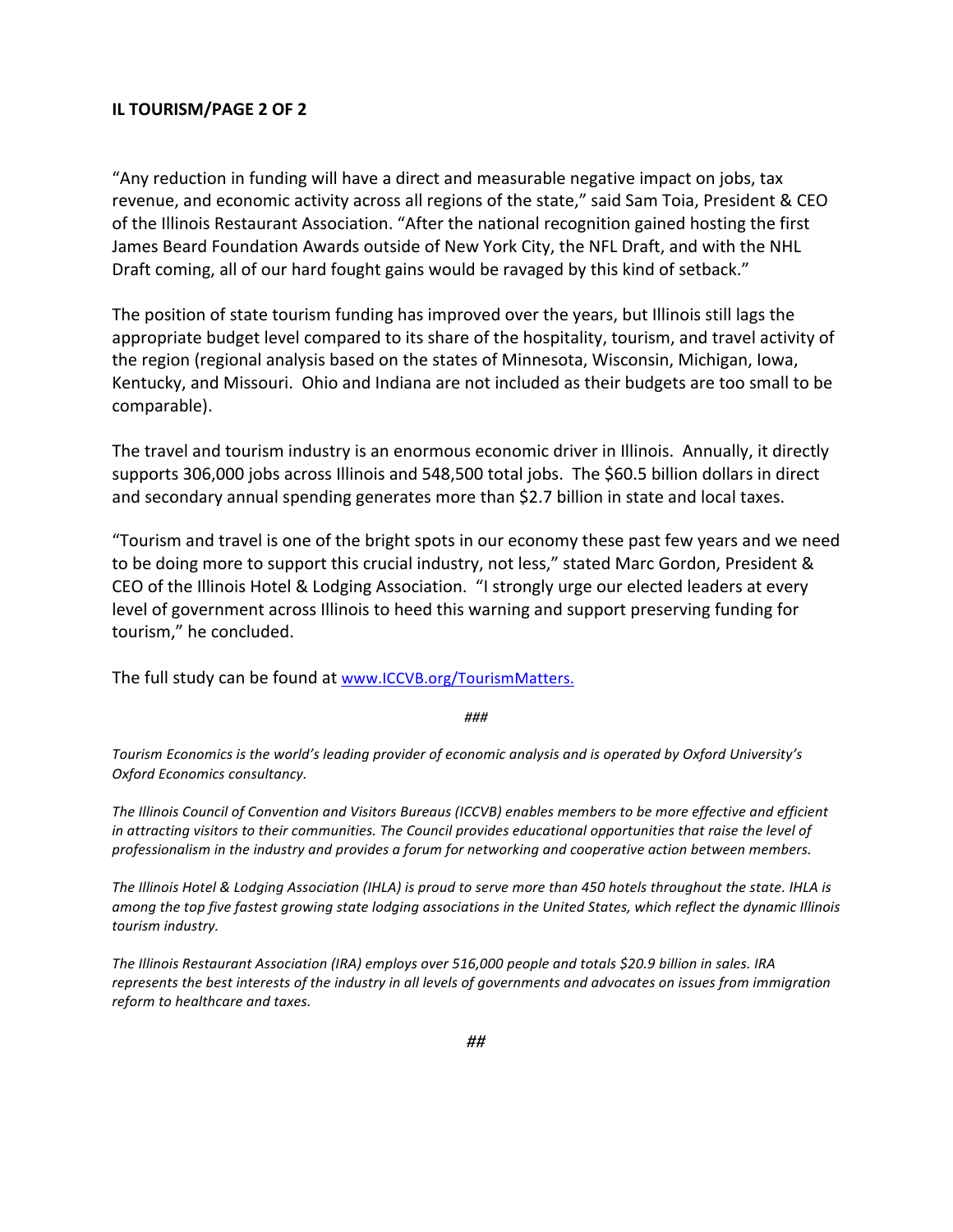"Any reduction in funding will have a direct and measurable negative impact on jobs, tax revenue, and economic activity across all regions of the state," said Sam Toia, President & CEO of the Illinois Restaurant Association. "After the national recognition gained hosting the first James Beard Foundation Awards outside of New York City, the NFL Draft, and with the NHL Draft coming, all of our hard fought gains would be ravaged by this kind of setback."

The position of state tourism funding has improved over the years, but Illinois still lags the appropriate budget level compared to its share of the hospitality, tourism, and travel activity of the region (regional analysis based on the states of Minnesota, Wisconsin, Michigan, Iowa, Kentucky, and Missouri. Ohio and Indiana are not included as their budgets are too small to be comparable).

The travel and tourism industry is an enormous economic driver in Illinois. Annually, it directly supports 306,000 jobs across Illinois and 548,500 total jobs. The $60.5 billion dollars in direct and secondary annual spending generates more than $2.7 billion in state and local taxes.

"Tourism and travel is one of the bright spots in our economy these past few years and we need to be doing more to support this crucial industry, not less," stated Marc Gordon, President & CEO of the Illinois Hotel & Lodging Association. "I strongly urge our elected leaders at every level of government across Illinois to heed this warning and support preserving funding for tourism," he concluded.

The full study can be found at [www.ICCVB.org/TourismMatters.](www.ICCVB.org/TourismMatters)

*###*

*Tourism Economics is the world's leading provider of economic analysis and is operated by Oxford University's Oxford Economics consultancy.*

*The Illinois Council of Convention and Visitors Bureaus (ICCVB) enables members to be more effective and efficient in attracting visitors to their communities. The Council provides educational opportunities that raise the level of professionalism in the industry and provides a forum for networking and cooperative action between members.*

*The Illinois Hotel & Lodging Association (IHLA) is proud to serve more than 450 hotels throughout the state. IHLA is among the top five fastest growing state lodging associations in the United States, which reflect the dynamic Illinois tourism industry.*

*The Illinois Restaurant Association (IRA) employs over 516,000 people and totals $20.9 billion in sales. IRA represents the best interests of the industry in all levels of governments and advocates on issues from immigration reform to healthcare and taxes.*

*##*